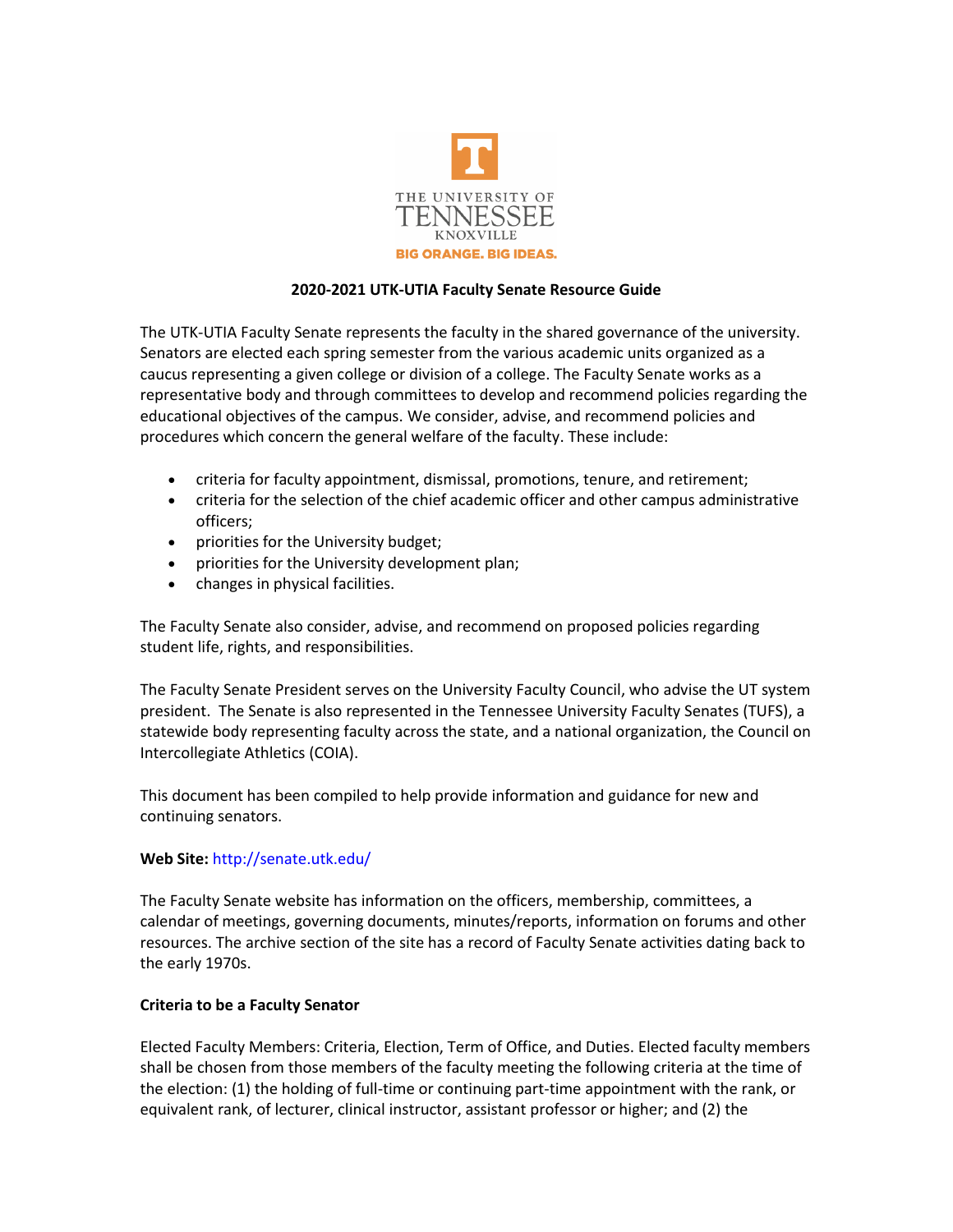**2020-2021 UTK-UTIA Faculty Senate Resource Guide**

The UTK-UTIA Faculty Senate represents the faculty in the shared governance of the university. Senators are elected each spring semester from the various academic units organized as a caucus representing a given college or division of a college. The Faculty Senate works as a representative body and through committees to develop and recommend policies regarding the educational objectives of the campus. We consider, advise, and recommend policies and procedures which concern the general welfare of the faculty. These include:

- criteria for faculty appointment, dismissal, promotions, tenure, and retirement;
- criteria for the selection of the chief academic officer and other campus administrative officers;
- priorities for the University budget;
- priorities for the University development plan;
- changes in physical facilities.

The Faculty Senate also consider, advise, and recommend on proposed policies regarding student life, rights, and responsibilities.

The Faculty Senate President serves on the University Faculty Council, who advise the UT system president. The Senate is also represented in the Tennessee University Faculty Senates (TUFS), a statewide body representing faculty across the state, and a national organization, the Council on Intercollegiate Athletics (COIA).

This document has been compiled to help provide information and guidance for new and continuing senators.

**Web Site:** http://senate.utk.edu/

The Faculty Senate website has information on the officers, membership, committees, a calendar of meetings, governing documents, minutes/reports, information on forums and other resources. The archive section of the site has a record of Faculty Senate activities dating back to the early 1970s.

**Criteria to be a Faculty Senator**

Elected Faculty Members: Criteria, Election, Term of Office, and Duties. Elected faculty members shall be chosen from those members of the faculty meeting the following criteria at the time of the election: (1) the holding of full-time or continuing part-time appointment with the rank, or equivalent rank, of lecturer, clinical instructor, assistant professor or higher; and (2) the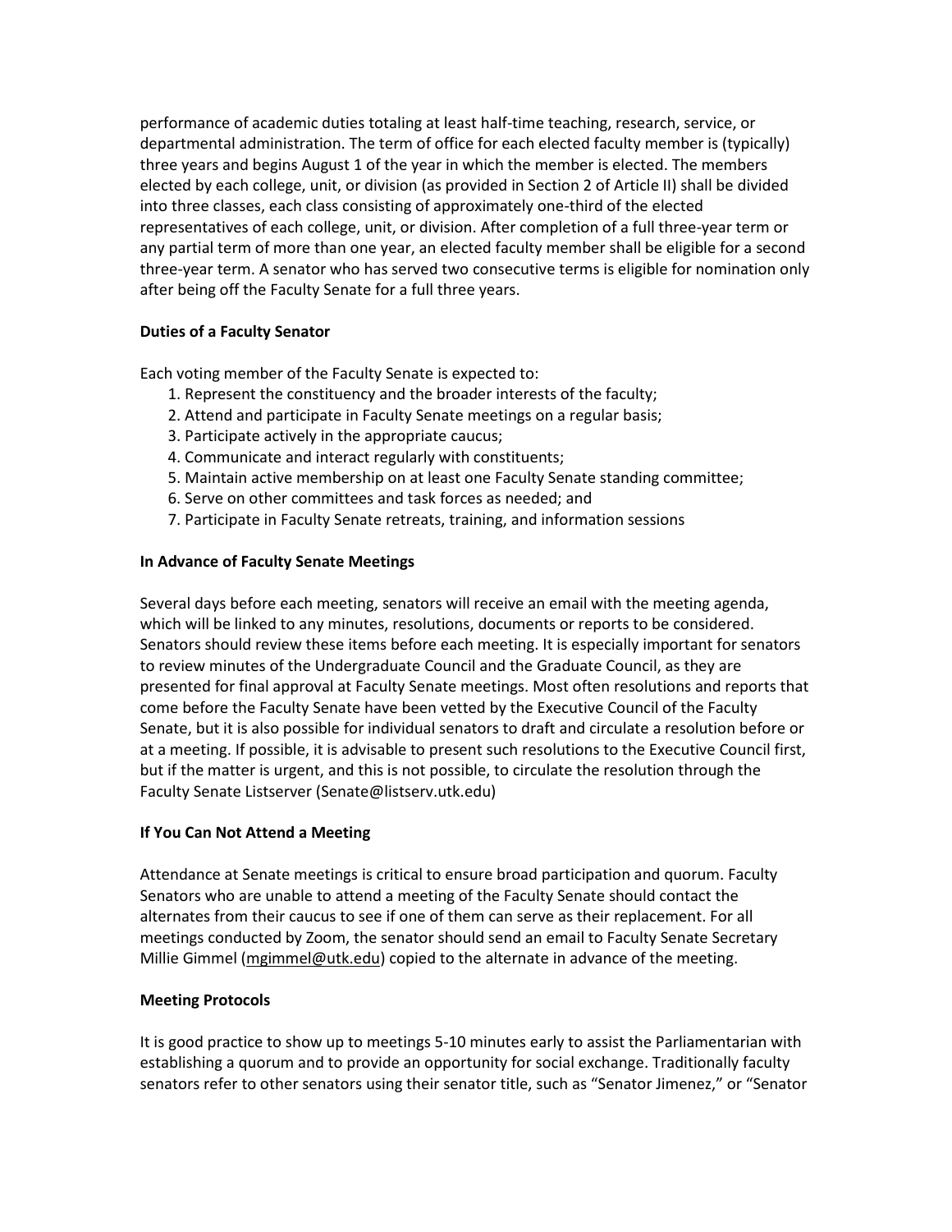performance of academic duties totaling at least half-time teaching, research, service, or departmental administration. The term of office for each elected faculty member is (typically) three years and begins August 1 of the year in which the member is elected. The members elected by each college, unit, or division (as provided in Section 2 of Article II) shall be divided into three classes, each class consisting of approximately one-third of the elected representatives of each college, unit, or division. After completion of a full three-year term or any partial term of more than one year, an elected faculty member shall be eligible for a second three-year term. A senator who has served two consecutive terms is eligible for nomination only after being off the Faculty Senate for a full three years.

**Duties of a Faculty Senator**

Each voting member of the Faculty Senate is expected to:

1. Represent the constituency and the broader interests of the faculty;
2. Attend and participate in Faculty Senate meetings on a regular basis;
3. Participate actively in the appropriate caucus;
4. Communicate and interact regularly with constituents;
5. Maintain active membership on at least one Faculty Senate standing committee;
6. Serve on other committees and task forces as needed; and
7. Participate in Faculty Senate retreats, training, and information sessions

**In Advance of Faculty Senate Meetings**

Several days before each meeting, senators will receive an email with the meeting agenda, which will be linked to any minutes, resolutions, documents or reports to be considered. Senators should review these items before each meeting. It is especially important for senators to review minutes of the Undergraduate Council and the Graduate Council, as they are presented for final approval at Faculty Senate meetings. Most often resolutions and reports that come before the Faculty Senate have been vetted by the Executive Council of the Faculty Senate, but it is also possible for individual senators to draft and circulate a resolution before or at a meeting. If possible, it is advisable to present such resolutions to the Executive Council first, but if the matter is urgent, and this is not possible, to circulate the resolution through the Faculty Senate Listserver (Senate@listserv.utk.edu)

**If You Can Not Attend a Meeting**

Attendance at Senate meetings is critical to ensure broad participation and quorum. Faculty Senators who are unable to attend a meeting of the Faculty Senate should contact the alternates from their caucus to see if one of them can serve as their replacement. For all meetings conducted by Zoom, the senator should send an email to Faculty Senate Secretary Millie Gimmel (mgimmel@utk.edu) copied to the alternate in advance of the meeting.

**Meeting Protocols**

It is good practice to show up to meetings 5-10 minutes early to assist the Parliamentarian with establishing a quorum and to provide an opportunity for social exchange. Traditionally faculty senators refer to other senators using their senator title, such as "Senator Jimenez," or "Senator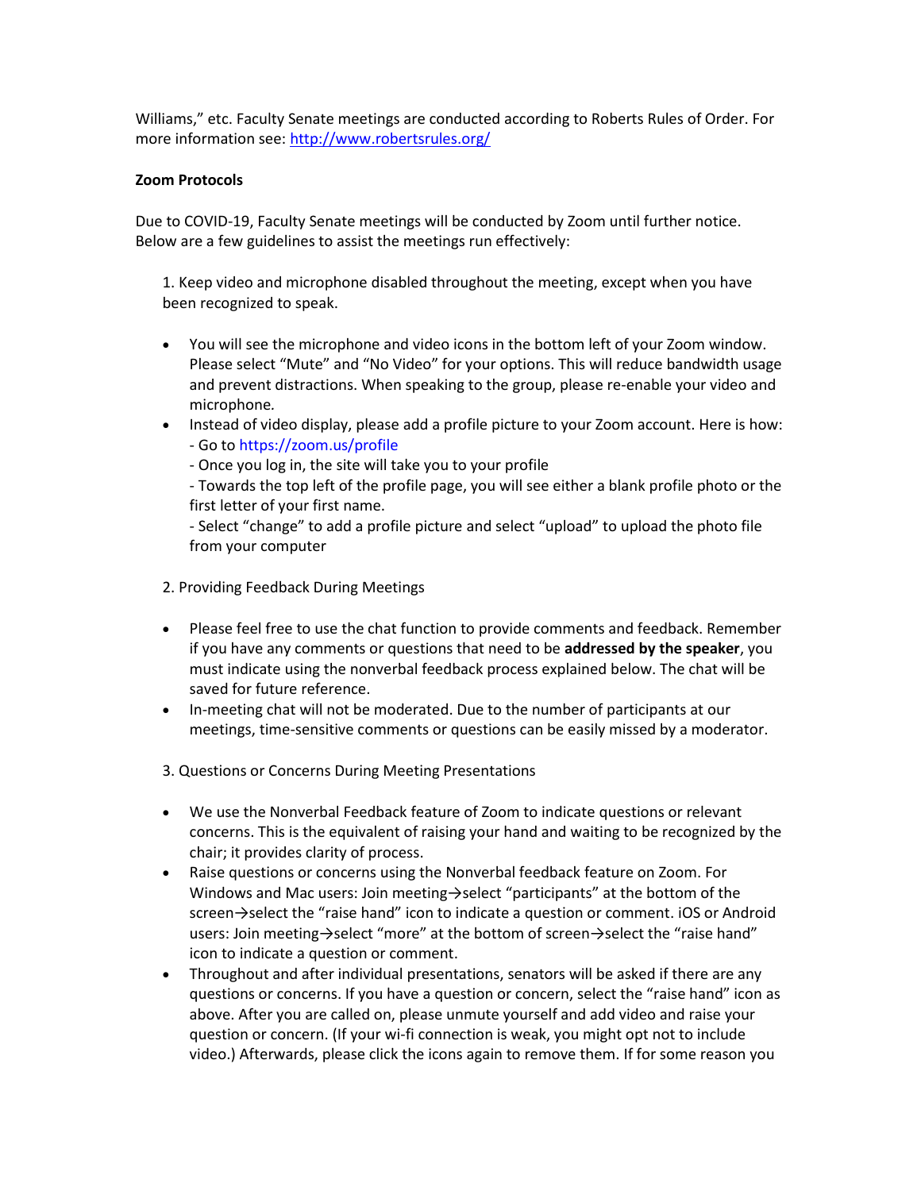Williams," etc. Faculty Senate meetings are conducted according to Roberts Rules of Order. For more information see: http://www.robertsrules.org/

**Zoom Protocols**

Due to COVID-19, Faculty Senate meetings will be conducted by Zoom until further notice. Below are a few guidelines to assist the meetings run effectively:

1. Keep video and microphone disabled throughout the meeting, except when you have been recognized to speak.

- You will see the microphone and video icons in the bottom left of your Zoom window. Please select "Mute" and "No Video" for your options. This will reduce bandwidth usage and prevent distractions. When speaking to the group, please re-enable your video and microphone.
- Instead of video display, please add a profile picture to your Zoom account. Here is how:
  - Go to https://zoom.us/profile
  - Once you log in, the site will take you to your profile
  - Towards the top left of the profile page, you will see either a blank profile photo or the first letter of your first name.
  - Select "change" to add a profile picture and select "upload" to upload the photo file from your computer

2. Providing Feedback During Meetings

- Please feel free to use the chat function to provide comments and feedback. Remember if you have any comments or questions that need to be **addressed by the speaker**, you must indicate using the nonverbal feedback process explained below. The chat will be saved for future reference.
- In-meeting chat will not be moderated. Due to the number of participants at our meetings, time-sensitive comments or questions can be easily missed by a moderator.

3. Questions or Concerns During Meeting Presentations

- We use the Nonverbal Feedback feature of Zoom to indicate questions or relevant concerns. This is the equivalent of raising your hand and waiting to be recognized by the chair; it provides clarity of process.
- Raise questions or concerns using the Nonverbal feedback feature on Zoom. For Windows and Mac users: Join meeting→select "participants" at the bottom of the screen→select the "raise hand" icon to indicate a question or comment. iOS or Android users: Join meeting→select "more" at the bottom of screen→select the "raise hand" icon to indicate a question or comment.
- Throughout and after individual presentations, senators will be asked if there are any questions or concerns. If you have a question or concern, select the "raise hand" icon as above. After you are called on, please unmute yourself and add video and raise your question or concern. (If your wi-fi connection is weak, you might opt not to include video.) Afterwards, please click the icons again to remove them. If for some reason you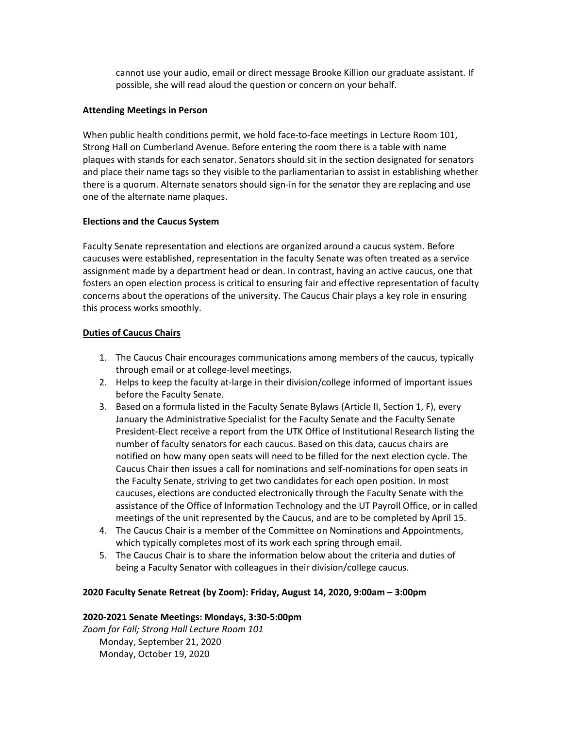cannot use your audio, email or direct message Brooke Killion our graduate assistant. If possible, she will read aloud the question or concern on your behalf.

**Attending Meetings in Person**

When public health conditions permit, we hold face-to-face meetings in Lecture Room 101, Strong Hall on Cumberland Avenue. Before entering the room there is a table with name plaques with stands for each senator. Senators should sit in the section designated for senators and place their name tags so they visible to the parliamentarian to assist in establishing whether there is a quorum. Alternate senators should sign-in for the senator they are replacing and use one of the alternate name plaques.

**Elections and the Caucus System**

Faculty Senate representation and elections are organized around a caucus system. Before caucuses were established, representation in the faculty Senate was often treated as a service assignment made by a department head or dean. In contrast, having an active caucus, one that fosters an open election process is critical to ensuring fair and effective representation of faculty concerns about the operations of the university. The Caucus Chair plays a key role in ensuring this process works smoothly.

**Duties of Caucus Chairs**

1. The Caucus Chair encourages communications among members of the caucus, typically through email or at college-level meetings.
2. Helps to keep the faculty at-large in their division/college informed of important issues before the Faculty Senate.
3. Based on a formula listed in the Faculty Senate Bylaws (Article II, Section 1, F), every January the Administrative Specialist for the Faculty Senate and the Faculty Senate President-Elect receive a report from the UTK Office of Institutional Research listing the number of faculty senators for each caucus. Based on this data, caucus chairs are notified on how many open seats will need to be filled for the next election cycle. The Caucus Chair then issues a call for nominations and self-nominations for open seats in the Faculty Senate, striving to get two candidates for each open position. In most caucuses, elections are conducted electronically through the Faculty Senate with the assistance of the Office of Information Technology and the UT Payroll Office, or in called meetings of the unit represented by the Caucus, and are to be completed by April 15.
4. The Caucus Chair is a member of the Committee on Nominations and Appointments, which typically completes most of its work each spring through email.
5. The Caucus Chair is to share the information below about the criteria and duties of being a Faculty Senator with colleagues in their division/college caucus.

**2020 Faculty Senate Retreat (by Zoom): Friday, August 14, 2020, 9:00am – 3:00pm**

**2020-2021 Senate Meetings: Mondays, 3:30-5:00pm**

*Zoom for Fall; Strong Hall Lecture Room 101*

Monday, September 21, 2020
Monday, October 19, 2020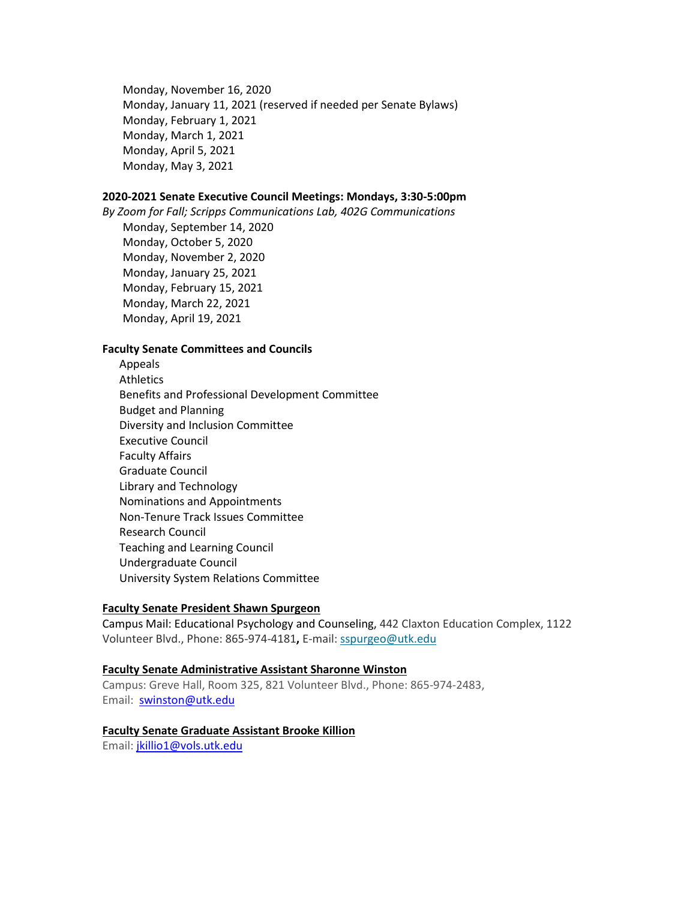Monday, November 16, 2020  
Monday, January 11, 2021 (reserved if needed per Senate Bylaws)  
Monday, February 1, 2021  
Monday, March 1, 2021  
Monday, April 5, 2021  
Monday, May 3, 2021

**2020-2021 Senate Executive Council Meetings: Mondays, 3:30-5:00pm**

*By Zoom for Fall; Scripps Communications Lab, 402G Communications*

Monday, September 14, 2020  
Monday, October 5, 2020  
Monday, November 2, 2020  
Monday, January 25, 2021  
Monday, February 15, 2021  
Monday, March 22, 2021  
Monday, April 19, 2021

**Faculty Senate Committees and Councils**

Appeals  
Athletics  
Benefits and Professional Development Committee  
Budget and Planning  
Diversity and Inclusion Committee  
Executive Council  
Faculty Affairs  
Graduate Council  
Library and Technology  
Nominations and Appointments  
Non-Tenure Track Issues Committee  
Research Council  
Teaching and Learning Council  
Undergraduate Council  
University System Relations Committee

**Faculty Senate President Shawn Spurgeon**

Campus Mail: Educational Psychology and Counseling, 442 Claxton Education Complex, 1122 Volunteer Blvd., Phone: 865-974-4181**,** E-mail: sspurgeo@utk.edu

**Faculty Senate Administrative Assistant Sharonne Winston**

Campus: Greve Hall, Room 325, 821 Volunteer Blvd., Phone: 865-974-2483,  
Email: swinston@utk.edu

**Faculty Senate Graduate Assistant Brooke Killion**

Email: jkillio1@vols.utk.edu